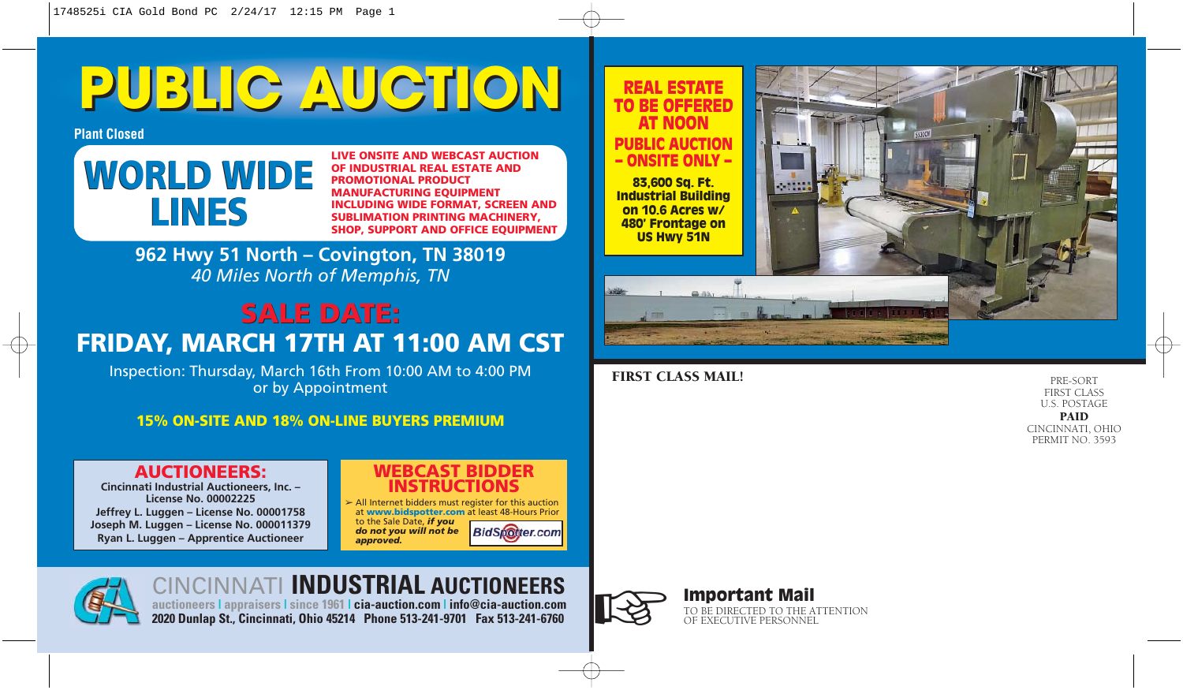# PUBLIC AUCTION

**Plant Closed**

## WORLD WIDE LINES

**LIVE ONSITE AND WEBCAST AUCTION OF INDUSTRIAL REAL ESTATE AND PROMOTIONAL PRODUCT MANUFACTURING EQUIPMENT INCLUDING WIDE FORMAT, SCREEN AND SUBLIMATION PRINTING MACHINERY, SHOP, SUPPORT AND OFFICE EQUIPMENT**

**962 Hwy 51 North – Covington, TN 38019**

*40 Miles North of Memphis, TN*

## SALE DATE:

## FRIDAY, MARCH 17TH AT 11:00 AM CST

Inspection: Thursday, March 16th From 10:00 AM to 4:00 PM or by Appointment

**15% ON-SITE AND 18% ON-LINE BUYERS PREMIUM**

### AUCTIONEERS:

**Cincinnati Industrial Auctioneers, Inc. – License No. 00002225**
**Jeffrey L. Luggen – License No. 00001758**
**Joseph M. Luggen – License No. 000011379**
**Ryan L. Luggen – Apprentice Auctioneer**

### WEBCAST BIDDER INSTRUCTIONS

➢ All Internet bidders must register for this auction at **www.bidspotter.com** at least 48-Hours Prior to the Sale Date, ***if you do not you will not be approved.***

BidSpotter.com

**CINCINNATI INDUSTRIAL AUCTIONEERS**

auctioneers | appraisers | since 1961 | **cia-auction.com** | **info@cia-auction.com**

**2020 Dunlap St., Cincinnati, Ohio 45214 Phone 513-241-9701 Fax 513-241-6760**

### REAL ESTATE TO BE OFFERED AT NOON

### PUBLIC AUCTION – ONSITE ONLY –

**83,600 Sq. Ft. Industrial Building on 10.6 Acres w/ 480' Frontage on US Hwy 51N**

**FIRST CLASS MAIL!**

PRE-SORT
FIRST CLASS
U.S. POSTAGE
**PAID**
CINCINNATI, OHIO
PERMIT NO. 3593

**Important Mail**

TO BE DIRECTED TO THE ATTENTION OF EXECUTIVE PERSONNEL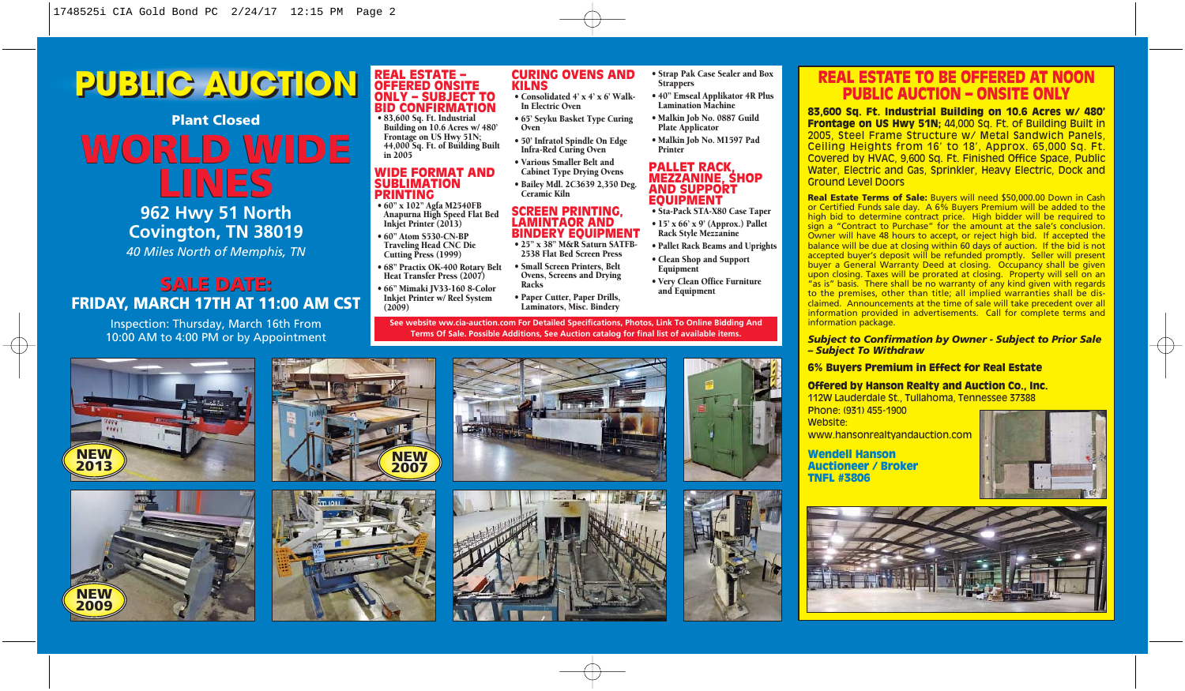# PUBLIC AUCTION

**Plant Closed**

# WORLD WIDE LINES

## 962 Hwy 51 North
## Covington, TN 38019

*40 Miles North of Memphis, TN*

## SALE DATE:
## FRIDAY, MARCH 17TH AT 11:00 AM CST

Inspection: Thursday, March 16th From 10:00 AM to 4:00 PM or by Appointment

### REAL ESTATE – OFFERED ONSITE ONLY – SUBJECT TO BID CONFIRMATION

- 83,600 Sq. Ft. Industrial Building on 10.6 Acres w/ 480' Frontage on US Hwy 51N; 44,000 Sq. Ft. of Building Built in 2005

### WIDE FORMAT AND SUBLIMATION PRINTING

- 60" x 102" Agfa M2540FB Anapurna High Speed Flat Bed Inkjet Printer (2013)
- 60" Atom S530-CN-BP Traveling Head CNC Die Cutting Press (1999)
- 68" Practix OK-400 Rotary Belt Heat Transfer Press (2007)
- 66" Mimaki JV33-160 8-Color Inkjet Printer w/ Reel System (2009)

### CURING OVENS AND KILNS

- Consolidated 4' x 4' x 6' Walk-In Electric Oven
- 65' Seyku Basket Type Curing Oven
- 50' Infratol Spindle On Edge Infra-Red Curing Oven
- Various Smaller Belt and Cabinet Type Drying Ovens
- Bailey Mdl. 2C3639 2,350 Deg. Ceramic Kiln

### SCREEN PRINTING, LAMINATOR AND BINDERY EQUIPMENT

- 25" x 38" M&R Saturn SATFB-2538 Flat Bed Screen Press
- Small Screen Printers, Belt Ovens, Screens and Drying Racks
- Paper Cutter, Paper Drills, Laminators, Misc. Bindery
- Strap Pak Case Sealer and Box Strappers
- 40" Emseal Applikator 4R Plus Lamination Machine
- Malkin Job No. 0887 Guild Plate Applicator
- Malkin Job No. M1597 Pad Printer

### PALLET RACK, MEZZANINE, SHOP AND SUPPORT EQUIPMENT

- Sta-Pack STA-X80 Case Taper
- 15' x 66' x 9' (Approx.) Pallet Rack Style Mezzanine
- Pallet Rack Beams and Uprights
- Clean Shop and Support Equipment
- Very Clean Office Furniture and Equipment

See website www.cia-auction.com For Detailed Specifications, Photos, Link To Online Bidding And Terms Of Sale. Possible Additions, See Auction catalog for final list of available items.

NEW 2013

NEW 2007

NEW 2009

## REAL ESTATE TO BE OFFERED AT NOON PUBLIC AUCTION – ONSITE ONLY

**83,600 Sq. Ft. Industrial Building on 10.6 Acres w/ 480' Frontage on US Hwy 51N;** 44,000 Sq. Ft. of Building Built in 2005, Steel Frame Structure w/ Metal Sandwich Panels, Ceiling Heights from 16' to 18', Approx. 65,000 Sq. Ft. Covered by HVAC, 9,600 Sq. Ft. Finished Office Space, Public Water, Electric and Gas, Sprinkler, Heavy Electric, Dock and Ground Level Doors

**Real Estate Terms of Sale:** Buyers will need $50,000.00 Down in Cash or Certified Funds sale day. A 6% Buyers Premium will be added to the high bid to determine contract price. High bidder will be required to sign a "Contract to Purchase" for the amount at the sale's conclusion. Owner will have 48 hours to accept, or reject high bid. If accepted the balance will be due at closing within 60 days of auction. If the bid is not accepted buyer's deposit will be refunded promptly. Seller will present buyer a General Warranty Deed at closing. Occupancy shall be given upon closing. Taxes will be prorated at closing. Property will sell on an "as is" basis. There shall be no warranty of any kind given with regards to the premises, other than title; all implied warranties shall be disclaimed. Announcements at the time of sale will take precedent over all information provided in advertisements. Call for complete terms and information package.

***Subject to Confirmation by Owner - Subject to Prior Sale – Subject To Withdraw***

**6% Buyers Premium in Effect for Real Estate**

**Offered by Hanson Realty and Auction Co., Inc.**
112W Lauderdale St., Tullahoma, Tennessee 37388
Phone: (931) 455-1900
Website:
www.hansonrealtyandauction.com

**Wendell Hanson**
**Auctioneer / Broker**
**TNFL #3806**